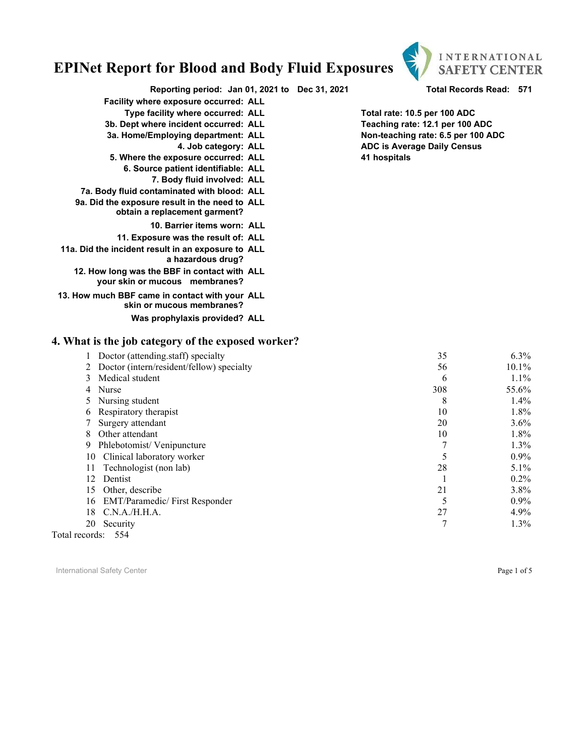# EPINet Report for Blood and Body Fluid Exposures

INTERNATIONAL SAFETY CENTER

**Reporting period: Jan 01, 2021 to Dec 31, 2021** **Total Records Read: 571**

**Facility where exposure occurred:** ALL
**Type facility where occurred:** ALL
**3b. Dept where incident occurred:** ALL
**3a. Home/Employing department:** ALL
**4. Job category:** ALL
**5. Where the exposure occurred:** ALL
**6. Source patient identifiable:** ALL
**7. Body fluid involved:** ALL
**7a. Body fluid contaminated with blood:** ALL
**9a. Did the exposure result in the need to obtain a replacement garment?** ALL
**10. Barrier items worn:** ALL
**11. Exposure was the result of:** ALL
**11a. Did the incident result in an exposure to a hazardous drug?** ALL
**12. How long was the BBF in contact with your skin or mucous membranes?** ALL
**13. How much BBF came in contact with your skin or mucous membranes?** ALL
**Was prophylaxis provided?** ALL

**Total rate: 10.5 per 100 ADC**
**Teaching rate: 12.1 per 100 ADC**
**Non-teaching rate: 6.5 per 100 ADC**
**ADC is Average Daily Census**
**41 hospitals**

## 4. What is the job category of the exposed worker?

| # | Job category | Count | Percent |
|---|---|---|---|
| 1 | Doctor (attending.staff) specialty | 35 | 6.3% |
| 2 | Doctor (intern/resident/fellow) specialty | 56 | 10.1% |
| 3 | Medical student | 6 | 1.1% |
| 4 | Nurse | 308 | 55.6% |
| 5 | Nursing student | 8 | 1.4% |
| 6 | Respiratory therapist | 10 | 1.8% |
| 7 | Surgery attendant | 20 | 3.6% |
| 8 | Other attendant | 10 | 1.8% |
| 9 | Phlebotomist/ Venipuncture | 7 | 1.3% |
| 10 | Clinical laboratory worker | 5 | 0.9% |
| 11 | Technologist (non lab) | 28 | 5.1% |
| 12 | Dentist | 1 | 0.2% |
| 15 | Other, describe | 21 | 3.8% |
| 16 | EMT/Paramedic/ First Responder | 5 | 0.9% |
| 18 | C.N.A./H.H.A. | 27 | 4.9% |
| 20 | Security | 7 | 1.3% |

Total records: 554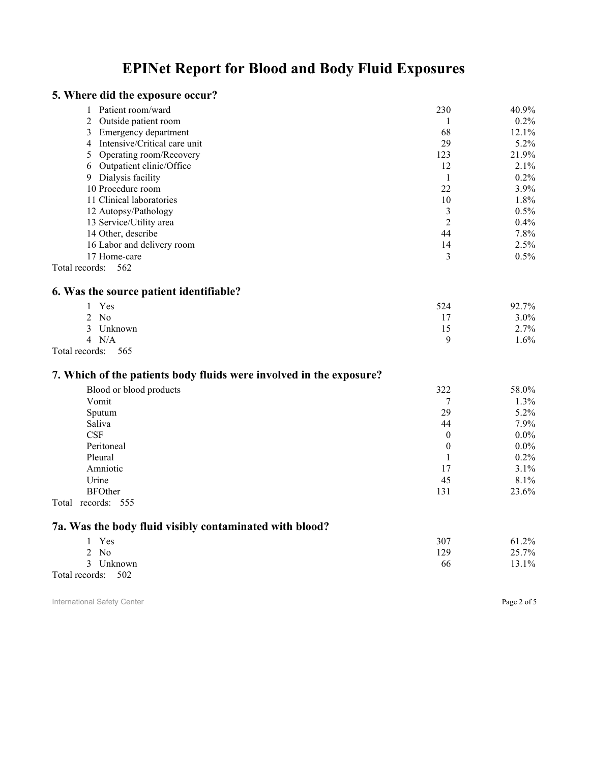# EPINet Report for Blood and Body Fluid Exposures

## 5. Where did the exposure occur?

| | Count | Percent |
|---|---|---|
| 1 Patient room/ward | 230 | 40.9% |
| 2 Outside patient room | 1 | 0.2% |
| 3 Emergency department | 68 | 12.1% |
| 4 Intensive/Critical care unit | 29 | 5.2% |
| 5 Operating room/Recovery | 123 | 21.9% |
| 6 Outpatient clinic/Office | 12 | 2.1% |
| 9 Dialysis facility | 1 | 0.2% |
| 10 Procedure room | 22 | 3.9% |
| 11 Clinical laboratories | 10 | 1.8% |
| 12 Autopsy/Pathology | 3 | 0.5% |
| 13 Service/Utility area | 2 | 0.4% |
| 14 Other, describe | 44 | 7.8% |
| 16 Labor and delivery room | 14 | 2.5% |
| 17 Home-care | 3 | 0.5% |

Total records: 562

## 6. Was the source patient identifiable?

| | Count | Percent |
|---|---|---|
| 1 Yes | 524 | 92.7% |
| 2 No | 17 | 3.0% |
| 3 Unknown | 15 | 2.7% |
| 4 N/A | 9 | 1.6% |

Total records: 565

## 7. Which of the patients body fluids were involved in the exposure?

| | Count | Percent |
|---|---|---|
| Blood or blood products | 322 | 58.0% |
| Vomit | 7 | 1.3% |
| Sputum | 29 | 5.2% |
| Saliva | 44 | 7.9% |
| CSF | 0 | 0.0% |
| Peritoneal | 0 | 0.0% |
| Pleural | 1 | 0.2% |
| Amniotic | 17 | 3.1% |
| Urine | 45 | 8.1% |
| BFOther | 131 | 23.6% |

Total records: 555

## 7a. Was the body fluid visibly contaminated with blood?

| | Count | Percent |
|---|---|---|
| 1 Yes | 307 | 61.2% |
| 2 No | 129 | 25.7% |
| 3 Unknown | 66 | 13.1% |

Total records: 502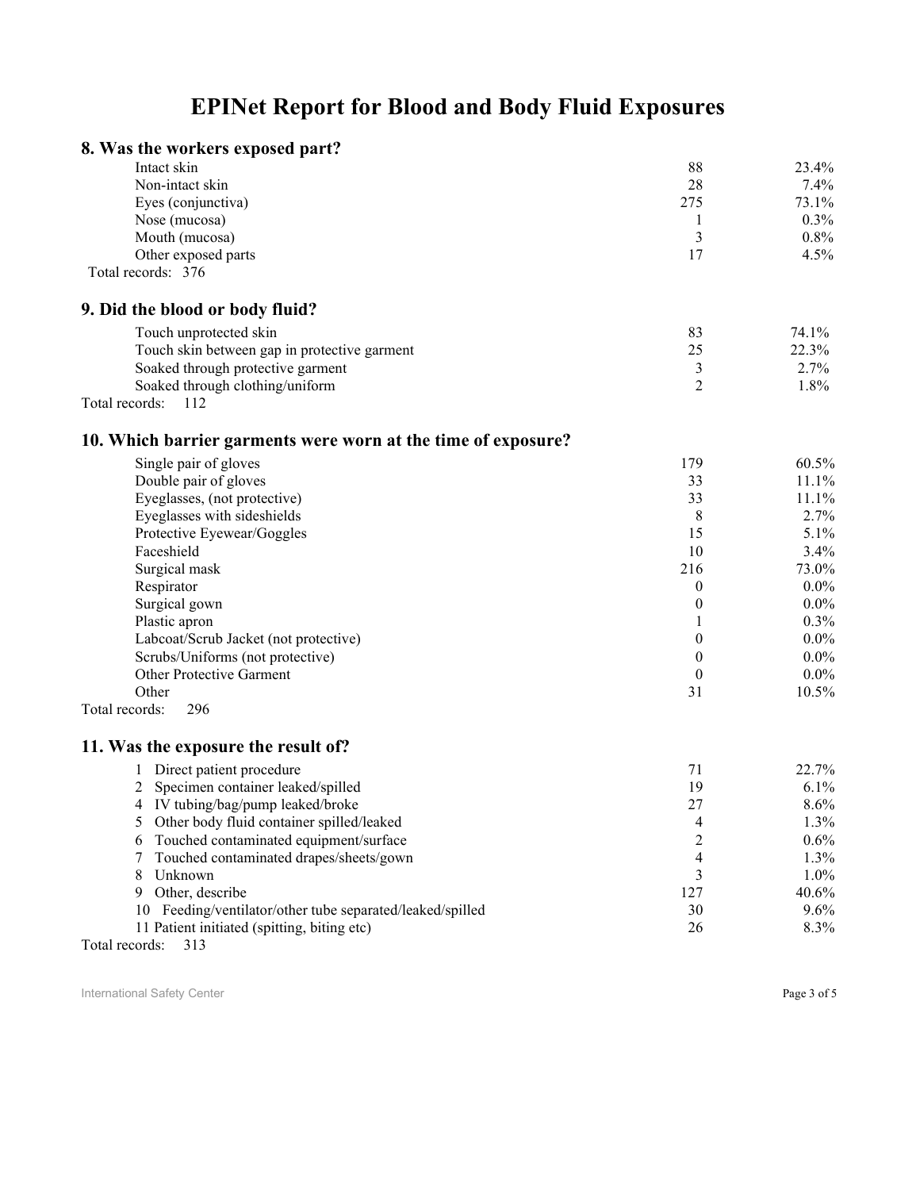# EPINet Report for Blood and Body Fluid Exposures

## 8. Was the workers exposed part?

| | | |
|---|---|---|
| Intact skin | 88 | 23.4% |
| Non-intact skin | 28 | 7.4% |
| Eyes (conjunctiva) | 275 | 73.1% |
| Nose (mucosa) | 1 | 0.3% |
| Mouth (mucosa) | 3 | 0.8% |
| Other exposed parts | 17 | 4.5% |

Total records: 376

## 9. Did the blood or body fluid?

| | | |
|---|---|---|
| Touch unprotected skin | 83 | 74.1% |
| Touch skin between gap in protective garment | 25 | 22.3% |
| Soaked through protective garment | 3 | 2.7% |
| Soaked through clothing/uniform | 2 | 1.8% |

Total records: 112

## 10. Which barrier garments were worn at the time of exposure?

| | | |
|---|---|---|
| Single pair of gloves | 179 | 60.5% |
| Double pair of gloves | 33 | 11.1% |
| Eyeglasses, (not protective) | 33 | 11.1% |
| Eyeglasses with sideshields | 8 | 2.7% |
| Protective Eyewear/Goggles | 15 | 5.1% |
| Faceshield | 10 | 3.4% |
| Surgical mask | 216 | 73.0% |
| Respirator | 0 | 0.0% |
| Surgical gown | 0 | 0.0% |
| Plastic apron | 1 | 0.3% |
| Labcoat/Scrub Jacket (not protective) | 0 | 0.0% |
| Scrubs/Uniforms (not protective) | 0 | 0.0% |
| Other Protective Garment | 0 | 0.0% |
| Other | 31 | 10.5% |

Total records: 296

## 11. Was the exposure the result of?

| | | |
|---|---|---|
| 1 Direct patient procedure | 71 | 22.7% |
| 2 Specimen container leaked/spilled | 19 | 6.1% |
| 4 IV tubing/bag/pump leaked/broke | 27 | 8.6% |
| 5 Other body fluid container spilled/leaked | 4 | 1.3% |
| 6 Touched contaminated equipment/surface | 2 | 0.6% |
| 7 Touched contaminated drapes/sheets/gown | 4 | 1.3% |
| 8 Unknown | 3 | 1.0% |
| 9 Other, describe | 127 | 40.6% |
| 10 Feeding/ventilator/other tube separated/leaked/spilled | 30 | 9.6% |
| 11 Patient initiated (spitting, biting etc) | 26 | 8.3% |

Total records: 313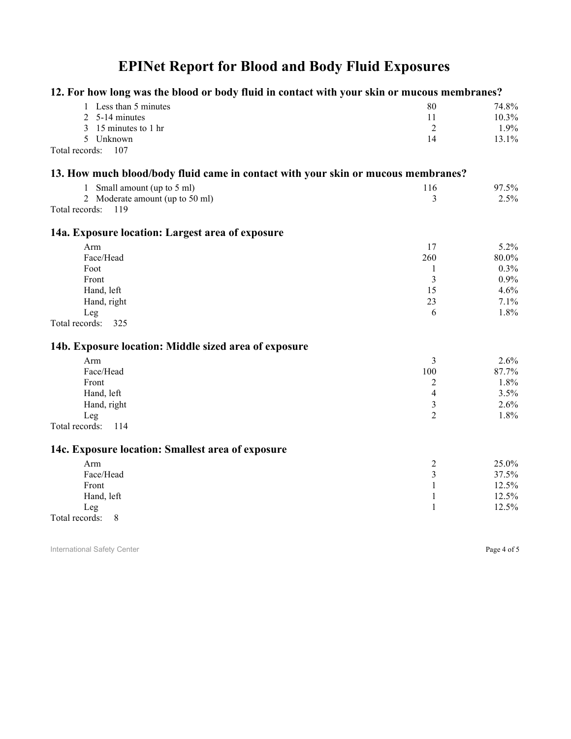# EPINet Report for Blood and Body Fluid Exposures

## 12. For how long was the blood or body fluid in contact with your skin or mucous membranes?

| | | |
|---|---|---|
| 1 Less than 5 minutes | 80 | 74.8% |
| 2 5-14 minutes | 11 | 10.3% |
| 3 15 minutes to 1 hr | 2 | 1.9% |
| 5 Unknown | 14 | 13.1% |

Total records: 107

## 13. How much blood/body fluid came in contact with your skin or mucous membranes?

| | | |
|---|---|---|
| 1 Small amount (up to 5 ml) | 116 | 97.5% |
| 2 Moderate amount (up to 50 ml) | 3 | 2.5% |

Total records: 119

## 14a. Exposure location: Largest area of exposure

| | | |
|---|---|---|
| Arm | 17 | 5.2% |
| Face/Head | 260 | 80.0% |
| Foot | 1 | 0.3% |
| Front | 3 | 0.9% |
| Hand, left | 15 | 4.6% |
| Hand, right | 23 | 7.1% |
| Leg | 6 | 1.8% |

Total records: 325

## 14b. Exposure location: Middle sized area of exposure

| | | |
|---|---|---|
| Arm | 3 | 2.6% |
| Face/Head | 100 | 87.7% |
| Front | 2 | 1.8% |
| Hand, left | 4 | 3.5% |
| Hand, right | 3 | 2.6% |
| Leg | 2 | 1.8% |

Total records: 114

## 14c. Exposure location: Smallest area of exposure

| | | |
|---|---|---|
| Arm | 2 | 25.0% |
| Face/Head | 3 | 37.5% |
| Front | 1 | 12.5% |
| Hand, left | 1 | 12.5% |
| Leg | 1 | 12.5% |

Total records: 8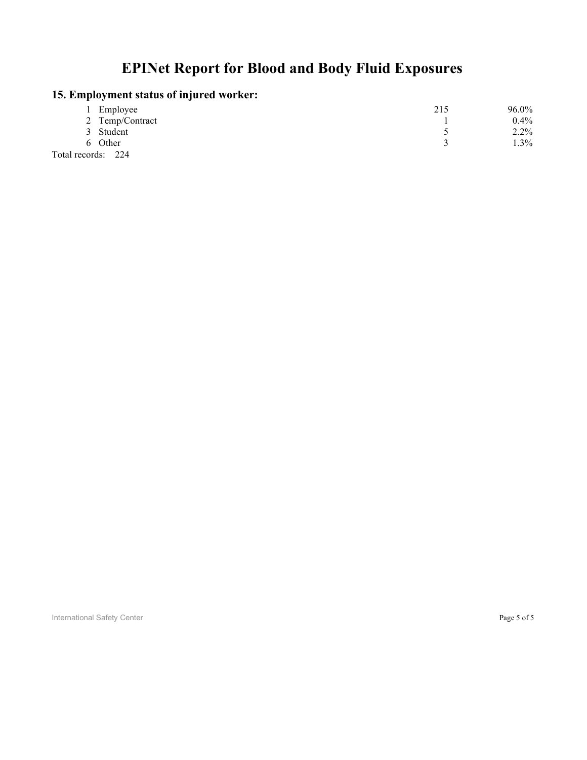# EPINet Report for Blood and Body Fluid Exposures

## 15. Employment status of injured worker:

| | | | |
|---|---|---|---|
| 1 | Employee | 215 | 96.0% |
| 2 | Temp/Contract | 1 | 0.4% |
| 3 | Student | 5 | 2.2% |
| 6 | Other | 3 | 1.3% |

Total records: 224